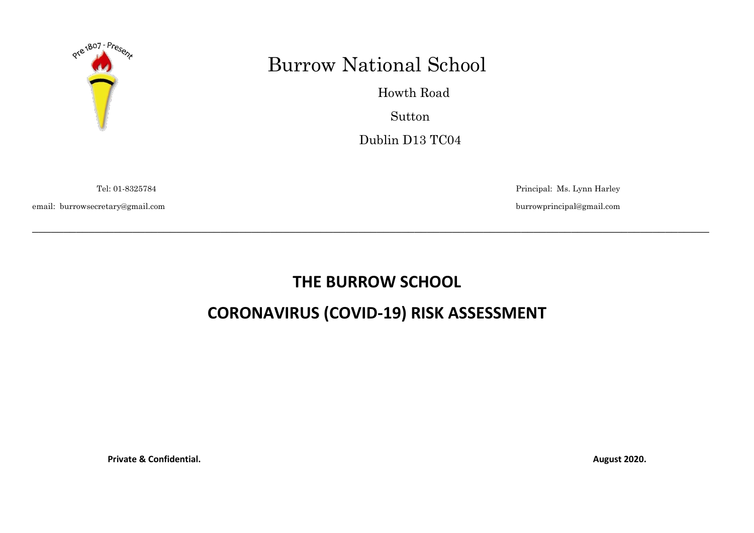Pre 1807 - Present

# Burrow National School

Howth Road

Sutton

Dublin D13 TC04

Tel: 01-8325784

email: burrowsecretary@gmail.com

Principal: Ms. Lynn Harley

burrowprincipal@gmail.com

---

## THE BURROW SCHOOL

## CORONAVIRUS (COVID-19) RISK ASSESSMENT

**Private & Confidential.**

**August 2020.**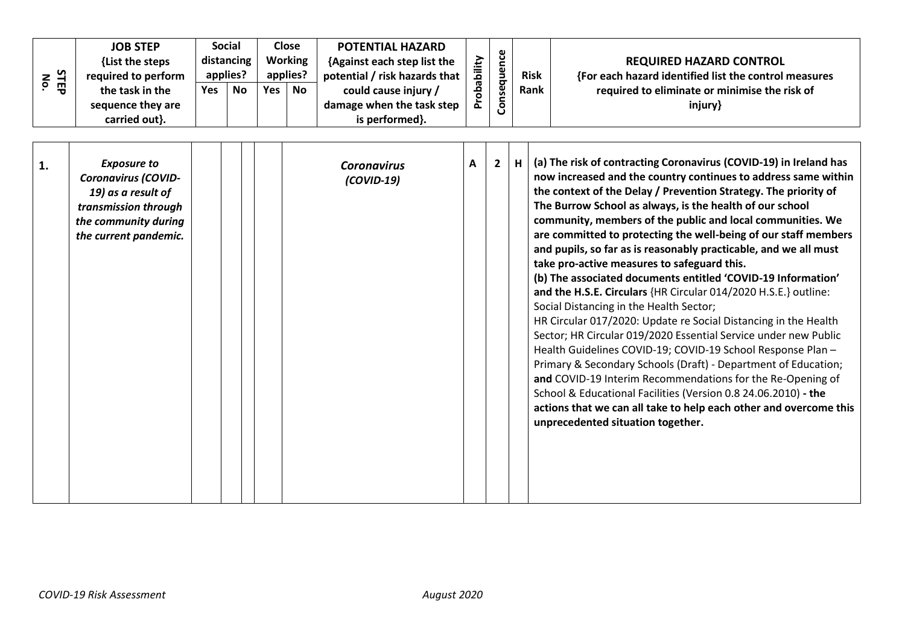| STEP No. | JOB STEP {List the steps required to perform the task in the sequence they are carried out}. | Social distancing applies? | | Close Working applies? | | POTENTIAL HAZARD {Against each step list the potential / risk hazards that could cause injury / damage when the task step is performed}. | Probability | Consequence | Risk Rank | REQUIRED HAZARD CONTROL {For each hazard identified list the control measures required to eliminate or minimise the risk of injury} |
|---|---|---|---|---|---|---|---|---|---|---|
| | | Yes | No | Yes | No | | | | | |
| **1.** | ***Exposure to Coronavirus (COVID-19) as a result of transmission through the community during the current pandemic.*** | | | | | ***Coronavirus (COVID-19)*** | **A** | **2** | **H** | **(a) The risk of contracting Coronavirus (COVID-19) in Ireland has now increased and the country continues to address same within the context of the Delay / Prevention Strategy. The priority of The Burrow School as always, is the health of our school community, members of the public and local communities. We are committed to protecting the well-being of our staff members and pupils, so far as is reasonably practicable, and we all must take pro-active measures to safeguard this.** <br> **(b) The associated documents entitled 'COVID-19 Information' and the H.S.E. Circulars** {HR Circular 014/2020 H.S.E.} outline: Social Distancing in the Health Sector; HR Circular 017/2020: Update re Social Distancing in the Health Sector; HR Circular 019/2020 Essential Service under new Public Health Guidelines COVID-19; COVID-19 School Response Plan – Primary & Secondary Schools (Draft) - Department of Education; **and** COVID-19 Interim Recommendations for the Re-Opening of School & Educational Facilities (Version 0.8 24.06.2010) **- the actions that we can all take to help each other and overcome this unprecedented situation together.** |

*COVID-19 Risk Assessment* *August 2020*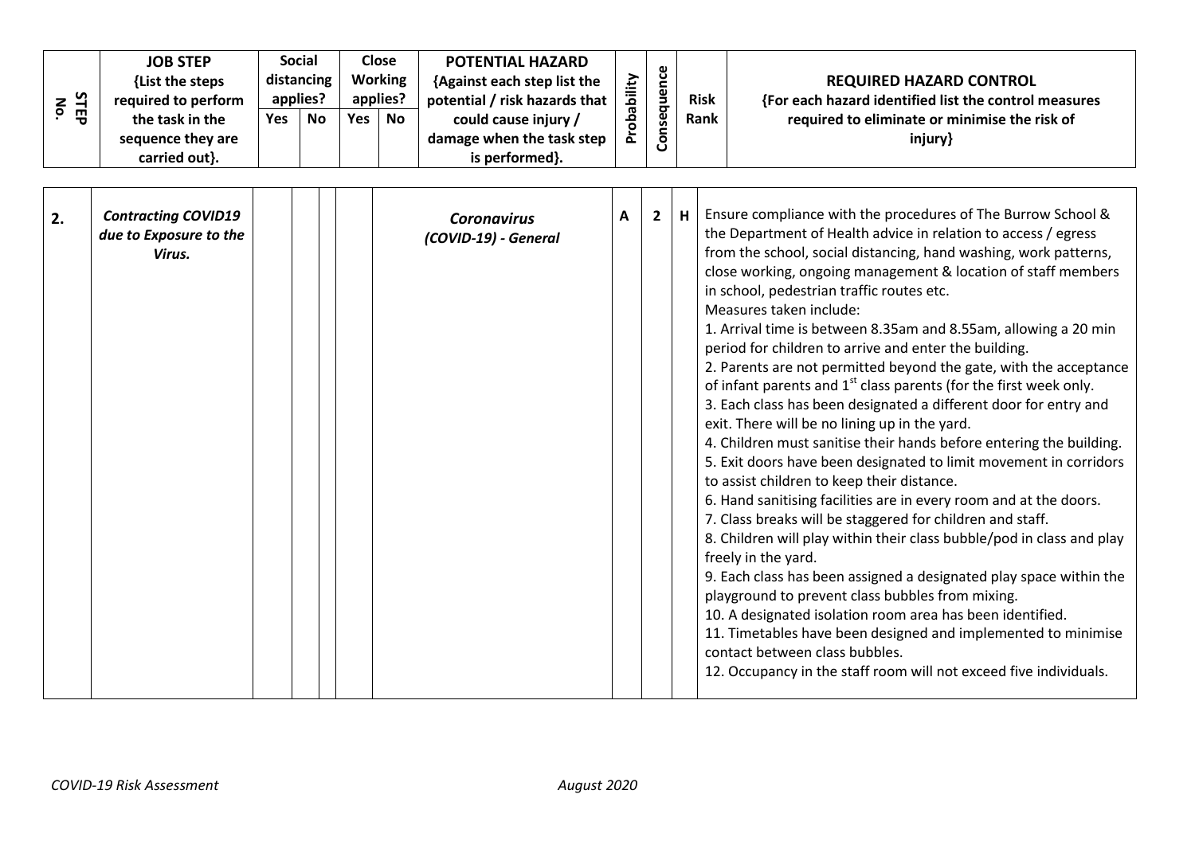| STEP No. | JOB STEP {List the steps required to perform the task in the sequence they are carried out}. | Social distancing applies? | | Close Working applies? | | POTENTIAL HAZARD {Against each step list the potential / risk hazards that could cause injury / damage when the task step is performed}. | Probability | Consequence | Risk Rank | REQUIRED HAZARD CONTROL {For each hazard identified list the control measures required to eliminate or minimise the risk of injury} |
|---|---|---|---|---|---|---|---|---|---|---|
| | | Yes | No | Yes | No | | | | | |
| **2.** | ***Contracting COVID19 due to Exposure to the Virus.*** | | | | | ***Coronavirus (COVID-19) - General*** | **A** | **2** | **H** | Ensure compliance with the procedures of The Burrow School & the Department of Health advice in relation to access / egress from the school, social distancing, hand washing, work patterns, close working, ongoing management & location of staff members in school, pedestrian traffic routes etc.<br>Measures taken include:<br>1. Arrival time is between 8.35am and 8.55am, allowing a 20 min period for children to arrive and enter the building.<br>2. Parents are not permitted beyond the gate, with the acceptance of infant parents and 1st class parents (for the first week only.<br>3. Each class has been designated a different door for entry and exit. There will be no lining up in the yard.<br>4. Children must sanitise their hands before entering the building.<br>5. Exit doors have been designated to limit movement in corridors to assist children to keep their distance.<br>6. Hand sanitising facilities are in every room and at the doors.<br>7. Class breaks will be staggered for children and staff.<br>8. Children will play within their class bubble/pod in class and play freely in the yard.<br>9. Each class has been assigned a designated play space within the playground to prevent class bubbles from mixing.<br>10. A designated isolation room area has been identified.<br>11. Timetables have been designed and implemented to minimise contact between class bubbles.<br>12. Occupancy in the staff room will not exceed five individuals. |

*COVID-19 Risk Assessment* *August 2020*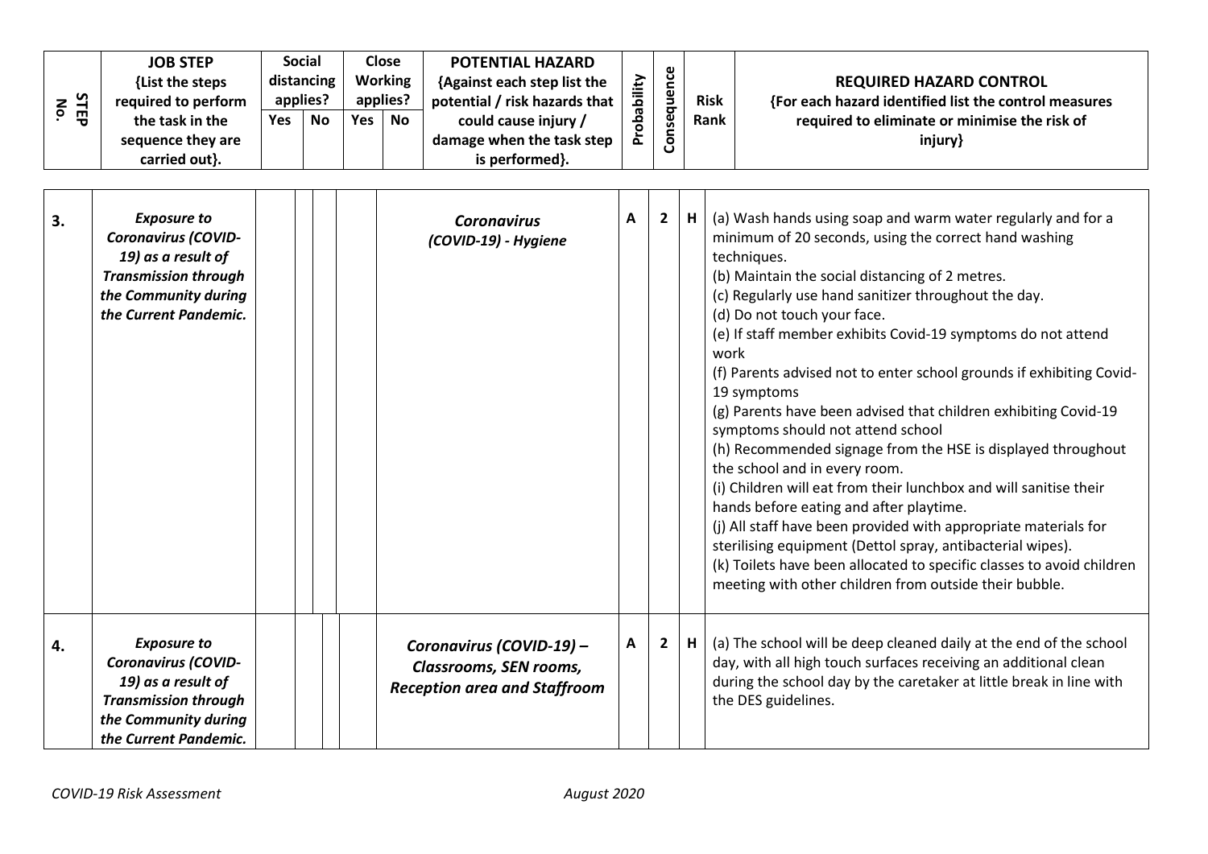| STEP No. | JOB STEP {List the steps required to perform the task in the sequence they are carried out}. | Social distancing applies? | | Close Working applies? | | POTENTIAL HAZARD {Against each step list the potential / risk hazards that could cause injury / damage when the task step is performed}. | Probability | Consequence | Risk Rank | REQUIRED HAZARD CONTROL {For each hazard identified list the control measures required to eliminate or minimise the risk of injury} |
|---|---|---|---|---|---|---|---|---|---|---|
| | | Yes | No | Yes | No | | | | | |
| **3.** | ***Exposure to Coronavirus (COVID-19) as a result of Transmission through the Community during the Current Pandemic.*** | | | | | ***Coronavirus (COVID-19) - Hygiene*** | **A** | **2** | **H** | (a) Wash hands using soap and warm water regularly and for a minimum of 20 seconds, using the correct hand washing techniques.<br>(b) Maintain the social distancing of 2 metres.<br>(c) Regularly use hand sanitizer throughout the day.<br>(d) Do not touch your face.<br>(e) If staff member exhibits Covid-19 symptoms do not attend work<br>(f) Parents advised not to enter school grounds if exhibiting Covid-19 symptoms<br>(g) Parents have been advised that children exhibiting Covid-19 symptoms should not attend school<br>(h) Recommended signage from the HSE is displayed throughout the school and in every room.<br>(i) Children will eat from their lunchbox and will sanitise their hands before eating and after playtime.<br>(j) All staff have been provided with appropriate materials for sterilising equipment (Dettol spray, antibacterial wipes).<br>(k) Toilets have been allocated to specific classes to avoid children meeting with other children from outside their bubble. |
| **4.** | ***Exposure to Coronavirus (COVID-19) as a result of Transmission through the Community during the Current Pandemic.*** | | | | | ***Coronavirus (COVID-19) – Classrooms, SEN rooms, Reception area and Staffroom*** | **A** | **2** | **H** | (a) The school will be deep cleaned daily at the end of the school day, with all high touch surfaces receiving an additional clean during the school day by the caretaker at little break in line with the DES guidelines. |

*COVID-19 Risk Assessment* *August 2020*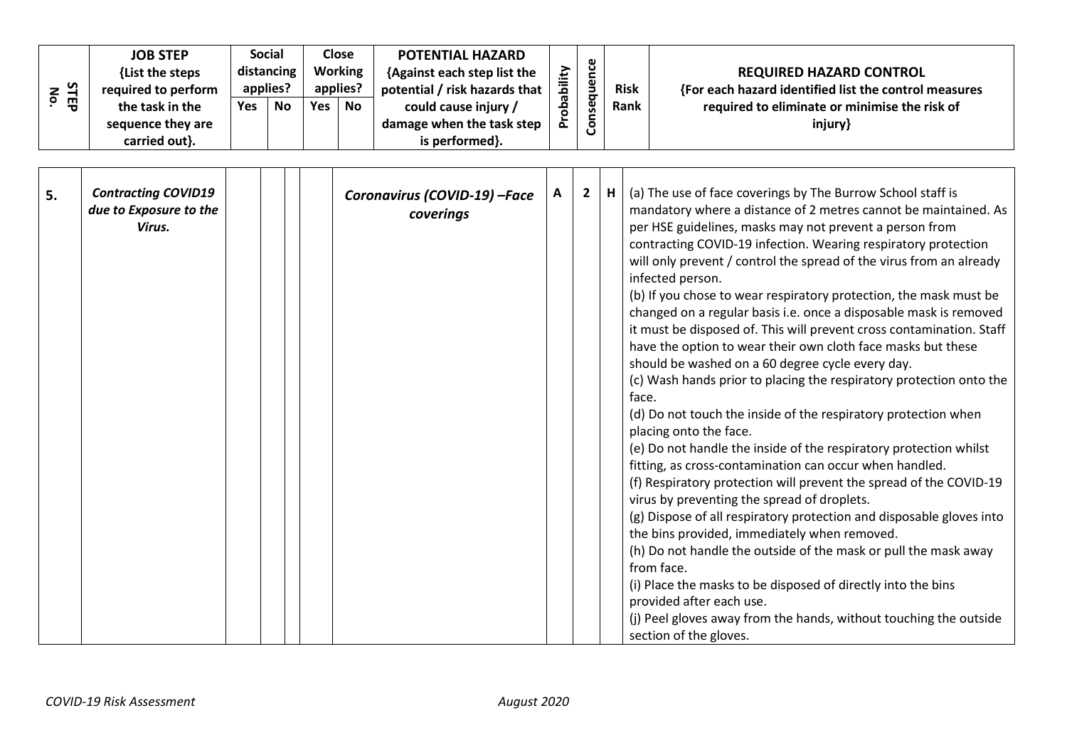| STEP No. | JOB STEP {List the steps required to perform the task in the sequence they are carried out}. | Social distancing applies? | | Close Working applies? | | POTENTIAL HAZARD {Against each step list the potential / risk hazards that could cause injury / damage when the task step is performed}. | Probability | Consequence | Risk Rank | REQUIRED HAZARD CONTROL {For each hazard identified list the control measures required to eliminate or minimise the risk of injury} |
|---|---|---|---|---|---|---|---|---|---|---|
| | | Yes | No | Yes | No | | | | | |
| 5. | ***Contracting COVID19 due to Exposure to the Virus.*** | | | | | ***Coronavirus (COVID-19) –Face coverings*** | A | 2 | H | (a) The use of face coverings by The Burrow School staff is mandatory where a distance of 2 metres cannot be maintained. As per HSE guidelines, masks may not prevent a person from contracting COVID-19 infection. Wearing respiratory protection will only prevent / control the spread of the virus from an already infected person.<br>(b) If you chose to wear respiratory protection, the mask must be changed on a regular basis i.e. once a disposable mask is removed it must be disposed of. This will prevent cross contamination. Staff have the option to wear their own cloth face masks but these should be washed on a 60 degree cycle every day.<br>(c) Wash hands prior to placing the respiratory protection onto the face.<br>(d) Do not touch the inside of the respiratory protection when placing onto the face.<br>(e) Do not handle the inside of the respiratory protection whilst fitting, as cross-contamination can occur when handled.<br>(f) Respiratory protection will prevent the spread of the COVID-19 virus by preventing the spread of droplets.<br>(g) Dispose of all respiratory protection and disposable gloves into the bins provided, immediately when removed.<br>(h) Do not handle the outside of the mask or pull the mask away from face.<br>(i) Place the masks to be disposed of directly into the bins provided after each use.<br>(j) Peel gloves away from the hands, without touching the outside section of the gloves. |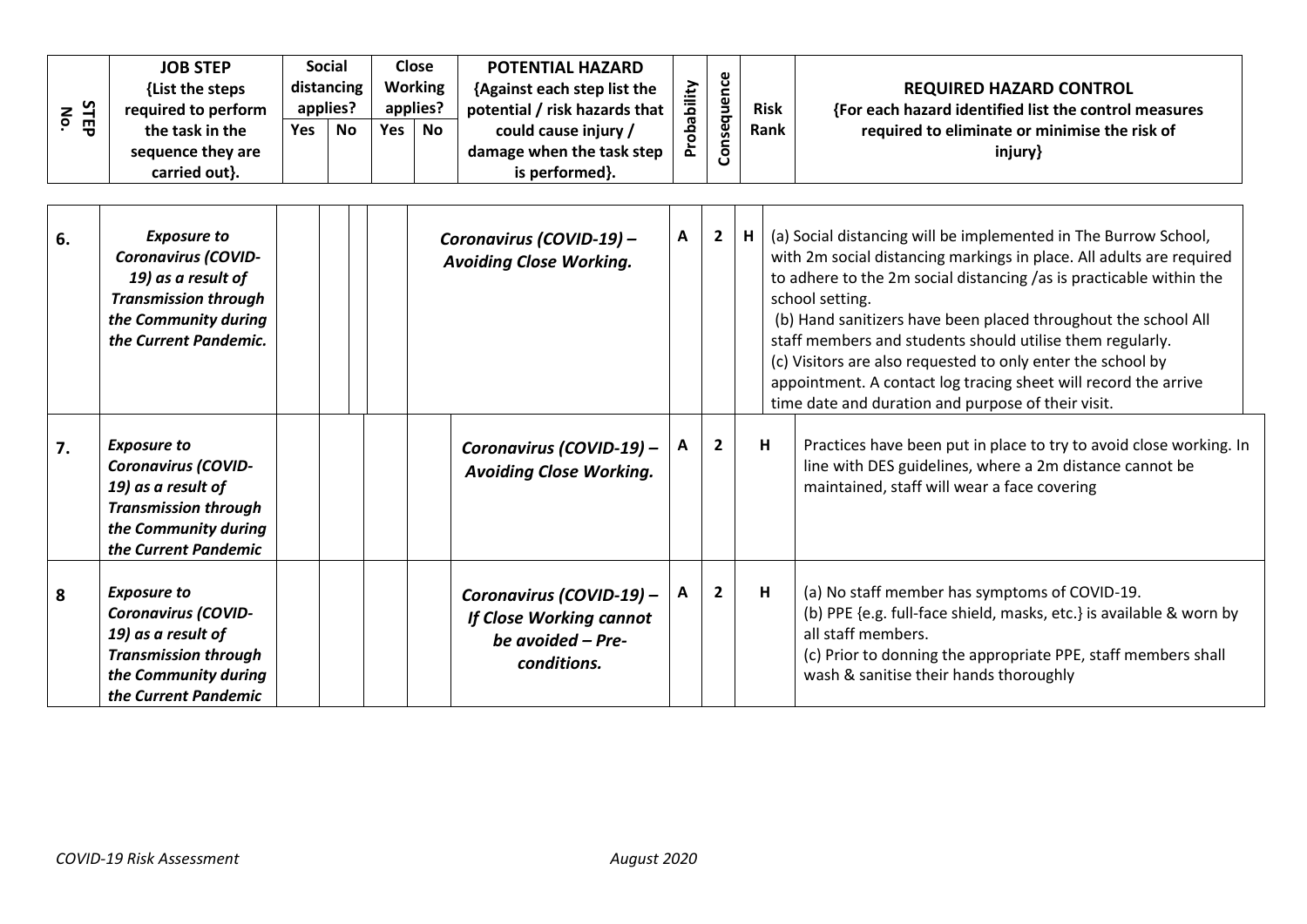| STEP No. | JOB STEP {List the steps required to perform the task in the sequence they are carried out}. | Social distancing applies? | | Close Working applies? | | POTENTIAL HAZARD {Against each step list the potential / risk hazards that could cause injury / damage when the task step is performed}. | Probability | Consequence | Risk Rank | REQUIRED HAZARD CONTROL {For each hazard identified list the control measures required to eliminate or minimise the risk of injury} |
|---|---|---|---|---|---|---|---|---|---|---|
| | | Yes | No | Yes | No | | | | | |
| 6. | ***Exposure to Coronavirus (COVID-19) as a result of Transmission through the Community during the Current Pandemic.*** | | | | | ***Coronavirus (COVID-19) – Avoiding Close Working.*** | A | 2 | H | (a) Social distancing will be implemented in The Burrow School, with 2m social distancing markings in place. All adults are required to adhere to the 2m social distancing /as is practicable within the school setting.<br>(b) Hand sanitizers have been placed throughout the school All staff members and students should utilise them regularly.<br>(c) Visitors are also requested to only enter the school by appointment. A contact log tracing sheet will record the arrive time date and duration and purpose of their visit. |
| 7. | ***Exposure to Coronavirus (COVID-19) as a result of Transmission through the Community during the Current Pandemic*** | | | | | ***Coronavirus (COVID-19) – Avoiding Close Working.*** | A | 2 | H | Practices have been put in place to try to avoid close working. In line with DES guidelines, where a 2m distance cannot be maintained, staff will wear a face covering |
| 8 | ***Exposure to Coronavirus (COVID-19) as a result of Transmission through the Community during the Current Pandemic*** | | | | | ***Coronavirus (COVID-19) – If Close Working cannot be avoided – Pre-conditions.*** | A | 2 | H | (a) No staff member has symptoms of COVID-19.<br>(b) PPE {e.g. full-face shield, masks, etc.} is available & worn by all staff members.<br>(c) Prior to donning the appropriate PPE, staff members shall wash & sanitise their hands thoroughly |

*COVID-19 Risk Assessment* *August 2020*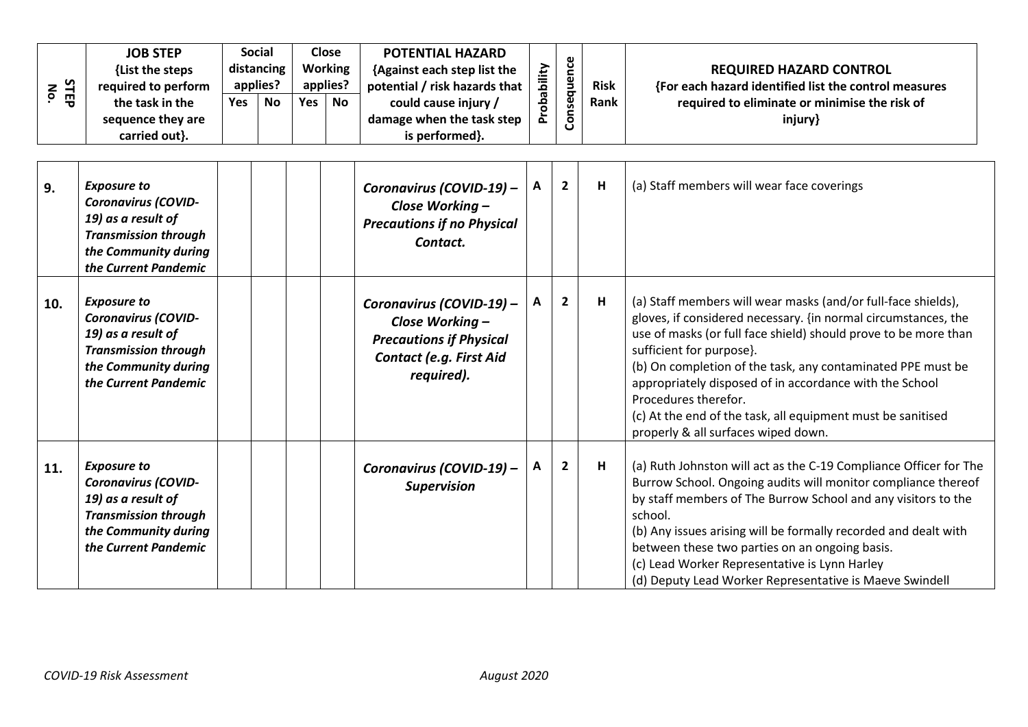| STEP No. | JOB STEP {List the steps required to perform the task in the sequence they are carried out}. | Social distancing applies? | | Close Working applies? | | POTENTIAL HAZARD {Against each step list the potential / risk hazards that could cause injury / damage when the task step is performed}. | Probability | Consequence | Risk Rank | REQUIRED HAZARD CONTROL {For each hazard identified list the control measures required to eliminate or minimise the risk of injury} |
|---|---|---|---|---|---|---|---|---|---|---|
| | | Yes | No | Yes | No | | | | | |
| 9. | ***Exposure to Coronavirus (COVID-19) as a result of Transmission through the Community during the Current Pandemic*** | | | | | ***Coronavirus (COVID-19) – Close Working – Precautions if no Physical Contact.*** | A | 2 | H | (a) Staff members will wear face coverings |
| 10. | ***Exposure to Coronavirus (COVID-19) as a result of Transmission through the Community during the Current Pandemic*** | | | | | ***Coronavirus (COVID-19) – Close Working – Precautions if Physical Contact (e.g. First Aid required).*** | A | 2 | H | (a) Staff members will wear masks (and/or full-face shields), gloves, if considered necessary. {in normal circumstances, the use of masks (or full face shield) should prove to be more than sufficient for purpose}.<br>(b) On completion of the task, any contaminated PPE must be appropriately disposed of in accordance with the School Procedures therefor.<br>(c) At the end of the task, all equipment must be sanitised properly & all surfaces wiped down. |
| 11. | ***Exposure to Coronavirus (COVID-19) as a result of Transmission through the Community during the Current Pandemic*** | | | | | ***Coronavirus (COVID-19) – Supervision*** | A | 2 | H | (a) Ruth Johnston will act as the C-19 Compliance Officer for The Burrow School. Ongoing audits will monitor compliance thereof by staff members of The Burrow School and any visitors to the school.<br>(b) Any issues arising will be formally recorded and dealt with between these two parties on an ongoing basis.<br>(c) Lead Worker Representative is Lynn Harley<br>(d) Deputy Lead Worker Representative is Maeve Swindell |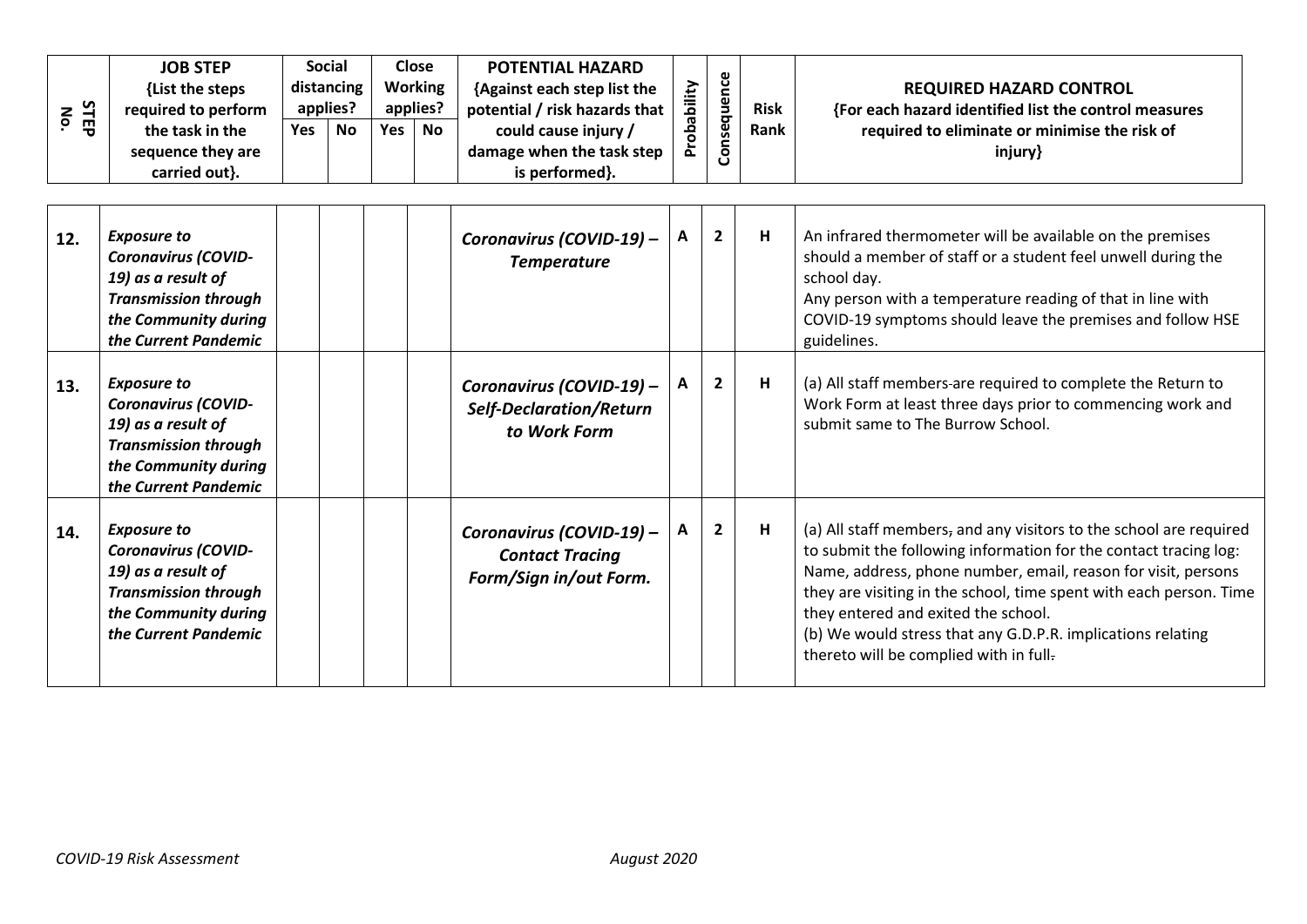| STEP No. | JOB STEP {List the steps required to perform the task in the sequence they are carried out}. | Social distancing applies? | | Close Working applies? | | POTENTIAL HAZARD {Against each step list the potential / risk hazards that could cause injury / damage when the task step is performed}. | Probability | Consequence | Risk Rank | REQUIRED HAZARD CONTROL {For each hazard identified list the control measures required to eliminate or minimise the risk of injury} |
|---|---|---|---|---|---|---|---|---|---|---|
| | | Yes | No | Yes | No | | | | | |
| 12. | ***Exposure to Coronavirus (COVID-19) as a result of Transmission through the Community during the Current Pandemic*** | | | | | ***Coronavirus (COVID-19) – Temperature*** | A | 2 | H | An infrared thermometer will be available on the premises should a member of staff or a student feel unwell during the school day. Any person with a temperature reading of that in line with COVID-19 symptoms should leave the premises and follow HSE guidelines. |
| 13. | ***Exposure to Coronavirus (COVID-19) as a result of Transmission through the Community during the Current Pandemic*** | | | | | ***Coronavirus (COVID-19) – Self-Declaration/Return to Work Form*** | A | 2 | H | (a) All staff members are required to complete the Return to Work Form at least three days prior to commencing work and submit same to The Burrow School. |
| 14. | ***Exposure to Coronavirus (COVID-19) as a result of Transmission through the Community during the Current Pandemic*** | | | | | ***Coronavirus (COVID-19) – Contact Tracing Form/Sign in/out Form.*** | A | 2 | H | (a) All staff members and any visitors to the school are required to submit the following information for the contact tracing log: Name, address, phone number, email, reason for visit, persons they are visiting in the school, time spent with each person. Time they entered and exited the school. (b) We would stress that any G.D.P.R. implications relating thereto will be complied with in full |